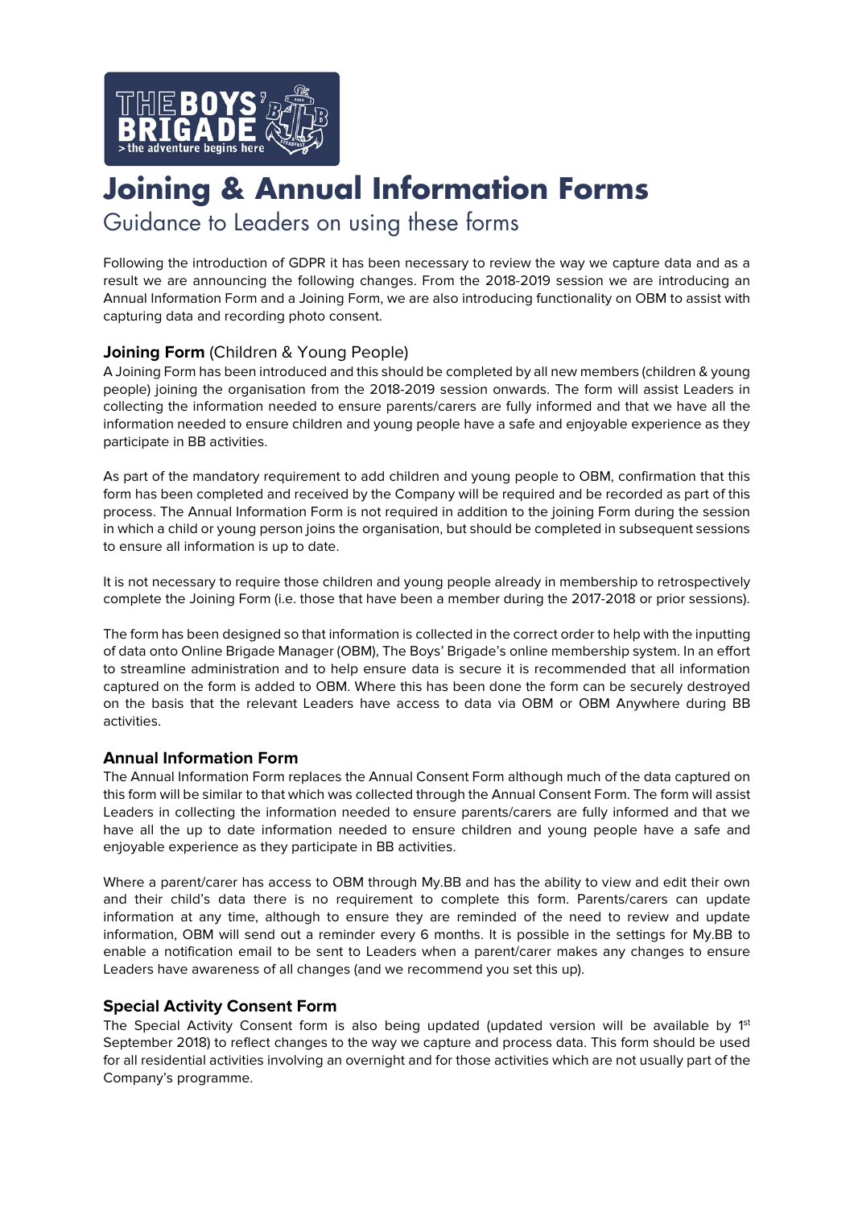# Joining & Annual Information Forms

## Guidance to Leaders on using these forms

Following the introduction of GDPR it has been necessary to review the way we capture data and as a result we are announcing the following changes. From the 2018-2019 session we are introducing an Annual Information Form and a Joining Form, we are also introducing functionality on OBM to assist with capturing data and recording photo consent.

### **Joining Form** (Children & Young People)

A Joining Form has been introduced and this should be completed by all new members (children & young people) joining the organisation from the 2018-2019 session onwards. The form will assist Leaders in collecting the information needed to ensure parents/carers are fully informed and that we have all the information needed to ensure children and young people have a safe and enjoyable experience as they participate in BB activities.

As part of the mandatory requirement to add children and young people to OBM, confirmation that this form has been completed and received by the Company will be required and be recorded as part of this process. The Annual Information Form is not required in addition to the joining Form during the session in which a child or young person joins the organisation, but should be completed in subsequent sessions to ensure all information is up to date.

It is not necessary to require those children and young people already in membership to retrospectively complete the Joining Form (i.e. those that have been a member during the 2017-2018 or prior sessions).

The form has been designed so that information is collected in the correct order to help with the inputting of data onto Online Brigade Manager (OBM), The Boys' Brigade's online membership system. In an effort to streamline administration and to help ensure data is secure it is recommended that all information captured on the form is added to OBM. Where this has been done the form can be securely destroyed on the basis that the relevant Leaders have access to data via OBM or OBM Anywhere during BB activities.

### Annual Information Form

The Annual Information Form replaces the Annual Consent Form although much of the data captured on this form will be similar to that which was collected through the Annual Consent Form. The form will assist Leaders in collecting the information needed to ensure parents/carers are fully informed and that we have all the up to date information needed to ensure children and young people have a safe and enjoyable experience as they participate in BB activities.

Where a parent/carer has access to OBM through My.BB and has the ability to view and edit their own and their child's data there is no requirement to complete this form. Parents/carers can update information at any time, although to ensure they are reminded of the need to review and update information, OBM will send out a reminder every 6 months. It is possible in the settings for My.BB to enable a notification email to be sent to Leaders when a parent/carer makes any changes to ensure Leaders have awareness of all changes (and we recommend you set this up).

### Special Activity Consent Form

The Special Activity Consent form is also being updated (updated version will be available by 1st September 2018) to reflect changes to the way we capture and process data. This form should be used for all residential activities involving an overnight and for those activities which are not usually part of the Company's programme.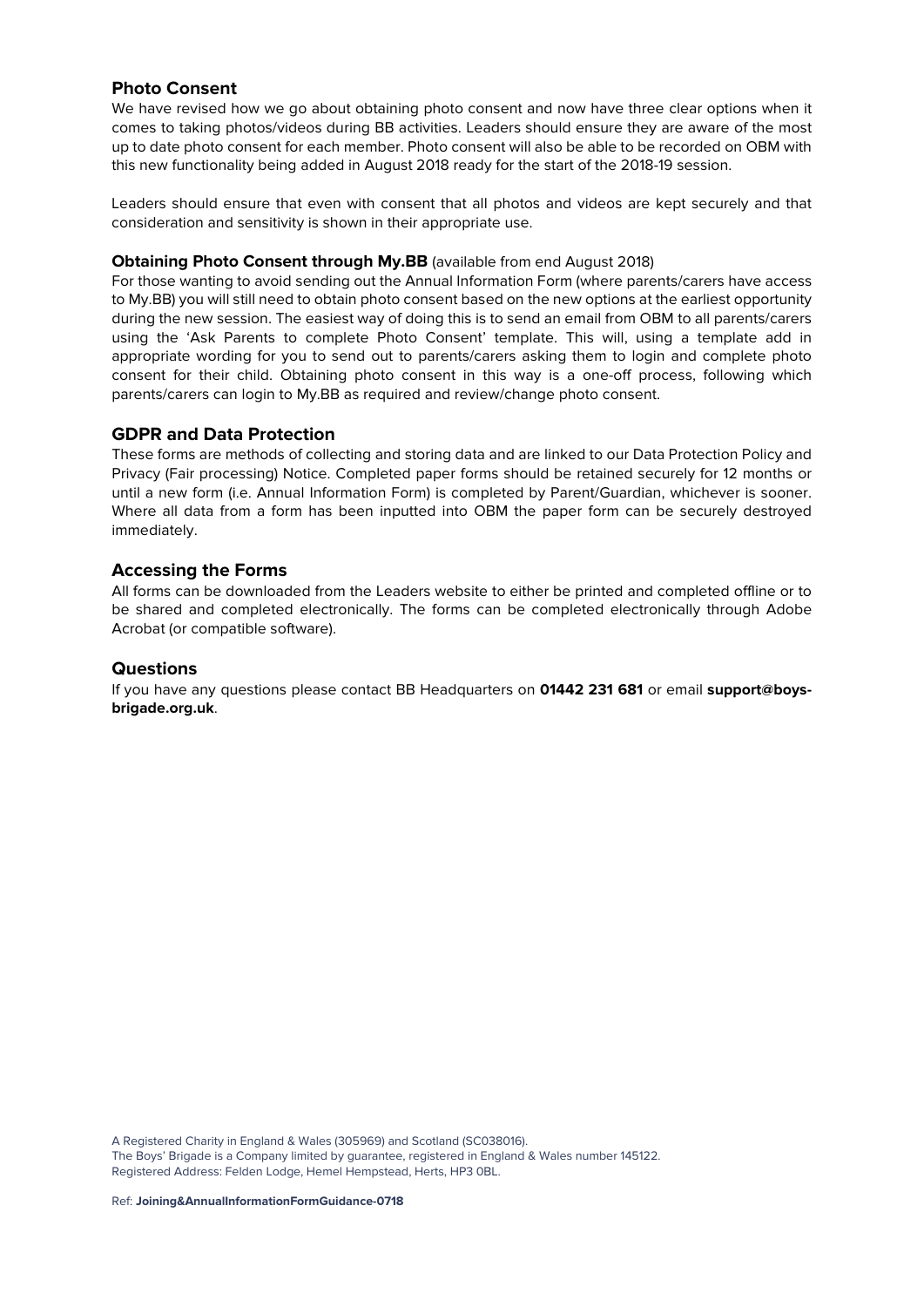## Photo Consent

We have revised how we go about obtaining photo consent and now have three clear options when it comes to taking photos/videos during BB activities. Leaders should ensure they are aware of the most up to date photo consent for each member. Photo consent will also be able to be recorded on OBM with this new functionality being added in August 2018 ready for the start of the 2018-19 session.

Leaders should ensure that even with consent that all photos and videos are kept securely and that consideration and sensitivity is shown in their appropriate use.

**Obtaining Photo Consent through My.BB** (available from end August 2018)

For those wanting to avoid sending out the Annual Information Form (where parents/carers have access to My.BB) you will still need to obtain photo consent based on the new options at the earliest opportunity during the new session. The easiest way of doing this is to send an email from OBM to all parents/carers using the 'Ask Parents to complete Photo Consent' template. This will, using a template add in appropriate wording for you to send out to parents/carers asking them to login and complete photo consent for their child. Obtaining photo consent in this way is a one-off process, following which parents/carers can login to My.BB as required and review/change photo consent.

## GDPR and Data Protection

These forms are methods of collecting and storing data and are linked to our Data Protection Policy and Privacy (Fair processing) Notice. Completed paper forms should be retained securely for 12 months or until a new form (i.e. Annual Information Form) is completed by Parent/Guardian, whichever is sooner. Where all data from a form has been inputted into OBM the paper form can be securely destroyed immediately.

## Accessing the Forms

All forms can be downloaded from the Leaders website to either be printed and completed offline or to be shared and completed electronically. The forms can be completed electronically through Adobe Acrobat (or compatible software).

## Questions

If you have any questions please contact BB Headquarters on **01442 231 681** or email **support@boys-brigade.org.uk**.

A Registered Charity in England & Wales (305969) and Scotland (SC038016).
The Boys' Brigade is a Company limited by guarantee, registered in England & Wales number 145122.
Registered Address: Felden Lodge, Hemel Hempstead, Herts, HP3 0BL.

Ref: **Joining&AnnualInformationFormGuidance-0718**